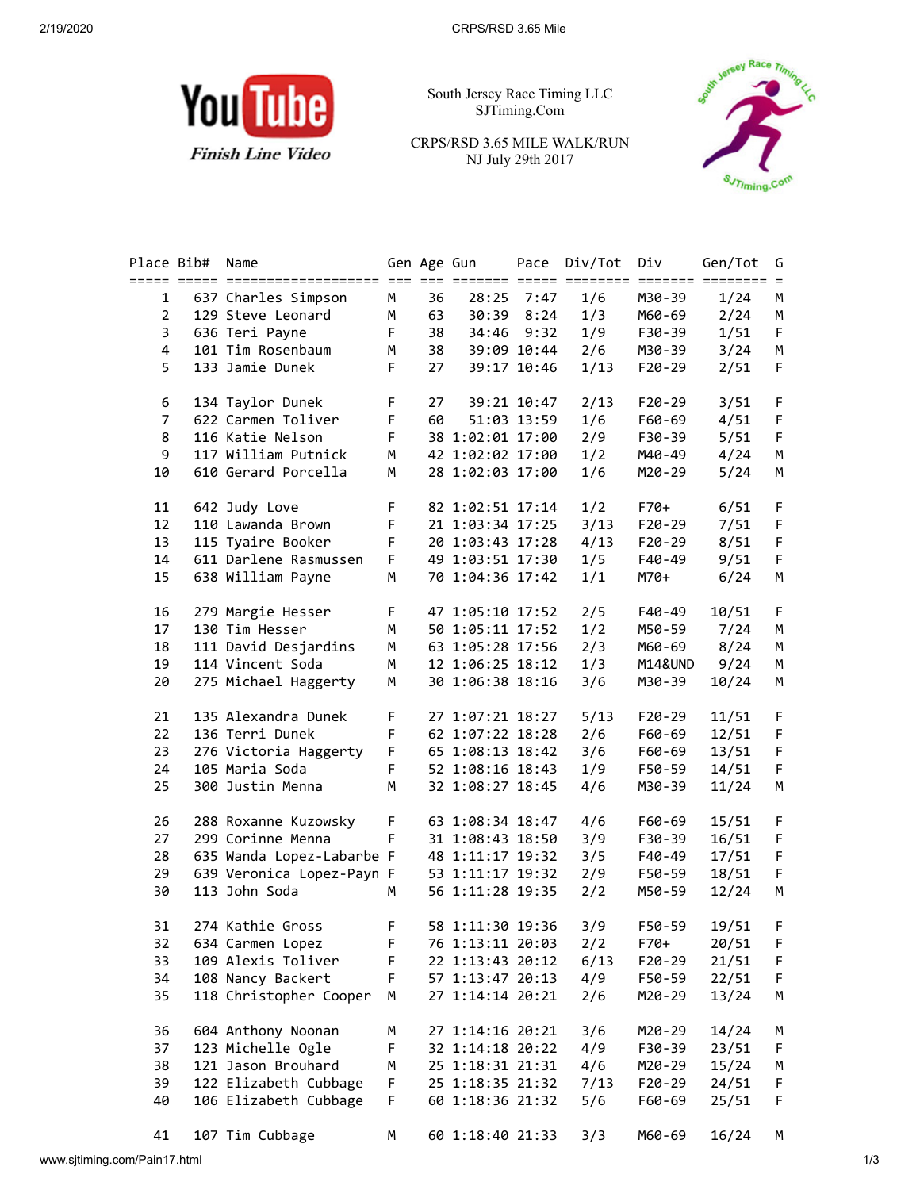YouTube *Finish Line Video*

South Jersey Race Timing LLC
SJTiming.Com

CRPS/RSD 3.65 MILE WALK/RUN
NJ July 29th 2017

| Place | Bib# | Name | Gen | Age | Gun | Pace | Div/Tot | Div | Gen/Tot | G |
|---|---|---|---|---|---|---|---|---|---|---|
| 1 | 637 | Charles Simpson | M | 36 | 28:25 | 7:47 | 1/6 | M30-39 | 1/24 | M |
| 2 | 129 | Steve Leonard | M | 63 | 30:39 | 8:24 | 1/3 | M60-69 | 2/24 | M |
| 3 | 636 | Teri Payne | F | 38 | 34:46 | 9:32 | 1/9 | F30-39 | 1/51 | F |
| 4 | 101 | Tim Rosenbaum | M | 38 | 39:09 | 10:44 | 2/6 | M30-39 | 3/24 | M |
| 5 | 133 | Jamie Dunek | F | 27 | 39:17 | 10:46 | 1/13 | F20-29 | 2/51 | F |
| 6 | 134 | Taylor Dunek | F | 27 | 39:21 | 10:47 | 2/13 | F20-29 | 3/51 | F |
| 7 | 622 | Carmen Toliver | F | 60 | 51:03 | 13:59 | 1/6 | F60-69 | 4/51 | F |
| 8 | 116 | Katie Nelson | F | 38 | 1:02:01 | 17:00 | 2/9 | F30-39 | 5/51 | F |
| 9 | 117 | William Putnick | M | 42 | 1:02:02 | 17:00 | 1/2 | M40-49 | 4/24 | M |
| 10 | 610 | Gerard Porcella | M | 28 | 1:02:03 | 17:00 | 1/6 | M20-29 | 5/24 | M |
| 11 | 642 | Judy Love | F | 82 | 1:02:51 | 17:14 | 1/2 | F70+ | 6/51 | F |
| 12 | 110 | Lawanda Brown | F | 21 | 1:03:34 | 17:25 | 3/13 | F20-29 | 7/51 | F |
| 13 | 115 | Tyaire Booker | F | 20 | 1:03:43 | 17:28 | 4/13 | F20-29 | 8/51 | F |
| 14 | 611 | Darlene Rasmussen | F | 49 | 1:03:51 | 17:30 | 1/5 | F40-49 | 9/51 | F |
| 15 | 638 | William Payne | M | 70 | 1:04:36 | 17:42 | 1/1 | M70+ | 6/24 | M |
| 16 | 279 | Margie Hesser | F | 47 | 1:05:10 | 17:52 | 2/5 | F40-49 | 10/51 | F |
| 17 | 130 | Tim Hesser | M | 50 | 1:05:11 | 17:52 | 1/2 | M50-59 | 7/24 | M |
| 18 | 111 | David Desjardins | M | 63 | 1:05:28 | 17:56 | 2/3 | M60-69 | 8/24 | M |
| 19 | 114 | Vincent Soda | M | 12 | 1:06:25 | 18:12 | 1/3 | M14&UND | 9/24 | M |
| 20 | 275 | Michael Haggerty | M | 30 | 1:06:38 | 18:16 | 3/6 | M30-39 | 10/24 | M |
| 21 | 135 | Alexandra Dunek | F | 27 | 1:07:21 | 18:27 | 5/13 | F20-29 | 11/51 | F |
| 22 | 136 | Terri Dunek | F | 62 | 1:07:22 | 18:28 | 2/6 | F60-69 | 12/51 | F |
| 23 | 276 | Victoria Haggerty | F | 65 | 1:08:13 | 18:42 | 3/6 | F60-69 | 13/51 | F |
| 24 | 105 | Maria Soda | F | 52 | 1:08:16 | 18:43 | 1/9 | F50-59 | 14/51 | F |
| 25 | 300 | Justin Menna | M | 32 | 1:08:27 | 18:45 | 4/6 | M30-39 | 11/24 | M |
| 26 | 288 | Roxanne Kuzowsky | F | 63 | 1:08:34 | 18:47 | 4/6 | F60-69 | 15/51 | F |
| 27 | 299 | Corinne Menna | F | 31 | 1:08:43 | 18:50 | 3/9 | F30-39 | 16/51 | F |
| 28 | 635 | Wanda Lopez-Labarbe | F | 48 | 1:11:17 | 19:32 | 3/5 | F40-49 | 17/51 | F |
| 29 | 639 | Veronica Lopez-Payn | F | 53 | 1:11:17 | 19:32 | 2/9 | F50-59 | 18/51 | F |
| 30 | 113 | John Soda | M | 56 | 1:11:28 | 19:35 | 2/2 | M50-59 | 12/24 | M |
| 31 | 274 | Kathie Gross | F | 58 | 1:11:30 | 19:36 | 3/9 | F50-59 | 19/51 | F |
| 32 | 634 | Carmen Lopez | F | 76 | 1:13:11 | 20:03 | 2/2 | F70+ | 20/51 | F |
| 33 | 109 | Alexis Toliver | F | 22 | 1:13:43 | 20:12 | 6/13 | F20-29 | 21/51 | F |
| 34 | 108 | Nancy Backert | F | 57 | 1:13:47 | 20:13 | 4/9 | F50-59 | 22/51 | F |
| 35 | 118 | Christopher Cooper | M | 27 | 1:14:14 | 20:21 | 2/6 | M20-29 | 13/24 | M |
| 36 | 604 | Anthony Noonan | M | 27 | 1:14:16 | 20:21 | 3/6 | M20-29 | 14/24 | M |
| 37 | 123 | Michelle Ogle | F | 32 | 1:14:18 | 20:22 | 4/9 | F30-39 | 23/51 | F |
| 38 | 121 | Jason Brouhard | M | 25 | 1:18:31 | 21:31 | 4/6 | M20-29 | 15/24 | M |
| 39 | 122 | Elizabeth Cubbage | F | 25 | 1:18:35 | 21:32 | 7/13 | F20-29 | 24/51 | F |
| 40 | 106 | Elizabeth Cubbage | F | 60 | 1:18:36 | 21:32 | 5/6 | F60-69 | 25/51 | F |
| 41 | 107 | Tim Cubbage | M | 60 | 1:18:40 | 21:33 | 3/3 | M60-69 | 16/24 | M |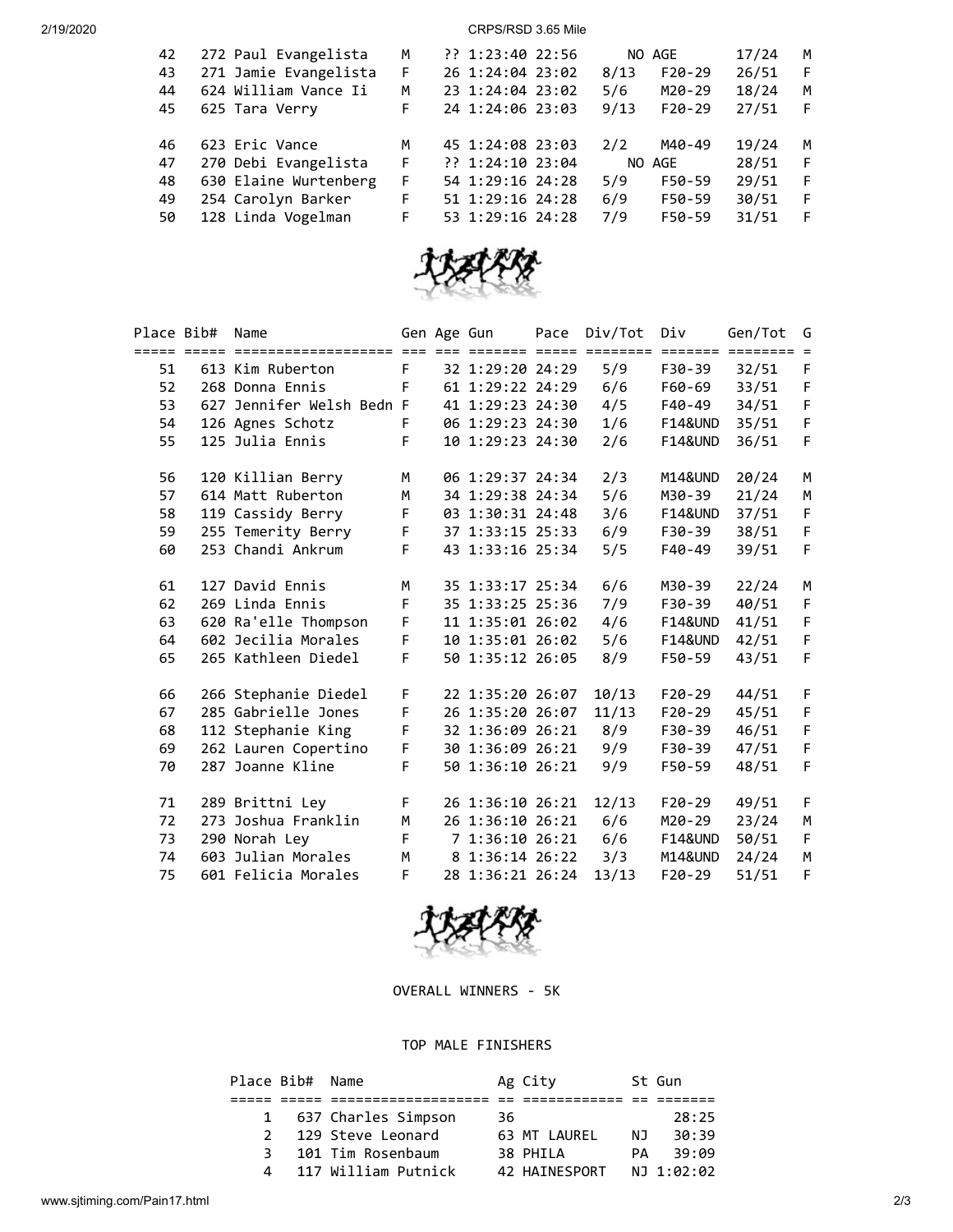| Place | Bib# | Name | Gen | Age | Gun | Pace | Div/Tot | Div | Gen/Tot | G |
|---|---|---|---|---|---|---|---|---|---|---|
| 42 | 272 | Paul Evangelista | M | ?? | 1:23:40 | 22:56 | | NO AGE | 17/24 | M |
| 43 | 271 | Jamie Evangelista | F | 26 | 1:24:04 | 23:02 | 8/13 | F20-29 | 26/51 | F |
| 44 | 624 | William Vance Ii | M | 23 | 1:24:04 | 23:02 | 5/6 | M20-29 | 18/24 | M |
| 45 | 625 | Tara Verry | F | 24 | 1:24:06 | 23:03 | 9/13 | F20-29 | 27/51 | F |
| 46 | 623 | Eric Vance | M | 45 | 1:24:08 | 23:03 | 2/2 | M40-49 | 19/24 | M |
| 47 | 270 | Debi Evangelista | F | ?? | 1:24:10 | 23:04 | | NO AGE | 28/51 | F |
| 48 | 630 | Elaine Wurtenberg | F | 54 | 1:29:16 | 24:28 | 5/9 | F50-59 | 29/51 | F |
| 49 | 254 | Carolyn Barker | F | 51 | 1:29:16 | 24:28 | 6/9 | F50-59 | 30/51 | F |
| 50 | 128 | Linda Vogelman | F | 53 | 1:29:16 | 24:28 | 7/9 | F50-59 | 31/51 | F |

| Place | Bib# | Name | Gen | Age | Gun | Pace | Div/Tot | Div | Gen/Tot | G |
|---|---|---|---|---|---|---|---|---|---|---|
| 51 | 613 | Kim Ruberton | F | 32 | 1:29:20 | 24:29 | 5/9 | F30-39 | 32/51 | F |
| 52 | 268 | Donna Ennis | F | 61 | 1:29:22 | 24:29 | 6/6 | F60-69 | 33/51 | F |
| 53 | 627 | Jennifer Welsh Bedn | F | 41 | 1:29:23 | 24:30 | 4/5 | F40-49 | 34/51 | F |
| 54 | 126 | Agnes Schotz | F | 06 | 1:29:23 | 24:30 | 1/6 | F14&UND | 35/51 | F |
| 55 | 125 | Julia Ennis | F | 10 | 1:29:23 | 24:30 | 2/6 | F14&UND | 36/51 | F |
| 56 | 120 | Killian Berry | M | 06 | 1:29:37 | 24:34 | 2/3 | M14&UND | 20/24 | M |
| 57 | 614 | Matt Ruberton | M | 34 | 1:29:38 | 24:34 | 5/6 | M30-39 | 21/24 | M |
| 58 | 119 | Cassidy Berry | F | 03 | 1:30:31 | 24:48 | 3/6 | F14&UND | 37/51 | F |
| 59 | 255 | Temerity Berry | F | 37 | 1:33:15 | 25:33 | 6/9 | F30-39 | 38/51 | F |
| 60 | 253 | Chandi Ankrum | F | 43 | 1:33:16 | 25:34 | 5/5 | F40-49 | 39/51 | F |
| 61 | 127 | David Ennis | M | 35 | 1:33:17 | 25:34 | 6/6 | M30-39 | 22/24 | M |
| 62 | 269 | Linda Ennis | F | 35 | 1:33:25 | 25:36 | 7/9 | F30-39 | 40/51 | F |
| 63 | 620 | Ra'elle Thompson | F | 11 | 1:35:01 | 26:02 | 4/6 | F14&UND | 41/51 | F |
| 64 | 602 | Jecilia Morales | F | 10 | 1:35:01 | 26:02 | 5/6 | F14&UND | 42/51 | F |
| 65 | 265 | Kathleen Diedel | F | 50 | 1:35:12 | 26:05 | 8/9 | F50-59 | 43/51 | F |
| 66 | 266 | Stephanie Diedel | F | 22 | 1:35:20 | 26:07 | 10/13 | F20-29 | 44/51 | F |
| 67 | 285 | Gabrielle Jones | F | 26 | 1:35:20 | 26:07 | 11/13 | F20-29 | 45/51 | F |
| 68 | 112 | Stephanie King | F | 32 | 1:36:09 | 26:21 | 8/9 | F30-39 | 46/51 | F |
| 69 | 262 | Lauren Copertino | F | 30 | 1:36:09 | 26:21 | 9/9 | F30-39 | 47/51 | F |
| 70 | 287 | Joanne Kline | F | 50 | 1:36:10 | 26:21 | 9/9 | F50-59 | 48/51 | F |
| 71 | 289 | Brittni Ley | F | 26 | 1:36:10 | 26:21 | 12/13 | F20-29 | 49/51 | F |
| 72 | 273 | Joshua Franklin | M | 26 | 1:36:10 | 26:21 | 6/6 | M20-29 | 23/24 | M |
| 73 | 290 | Norah Ley | F | 7 | 1:36:10 | 26:21 | 6/6 | F14&UND | 50/51 | F |
| 74 | 603 | Julian Morales | M | 8 | 1:36:14 | 26:22 | 3/3 | M14&UND | 24/24 | M |
| 75 | 601 | Felicia Morales | F | 28 | 1:36:21 | 26:24 | 13/13 | F20-29 | 51/51 | F |

OVERALL WINNERS - 5K

TOP MALE FINISHERS

| Place | Bib# | Name | Ag | City | St | Gun |
|---|---|---|---|---|---|---|
| 1 | 637 | Charles Simpson | 36 | | | 28:25 |
| 2 | 129 | Steve Leonard | 63 | MT LAUREL | NJ | 30:39 |
| 3 | 101 | Tim Rosenbaum | 38 | PHILA | PA | 39:09 |
| 4 | 117 | William Putnick | 42 | HAINESPORT | NJ | 1:02:02 |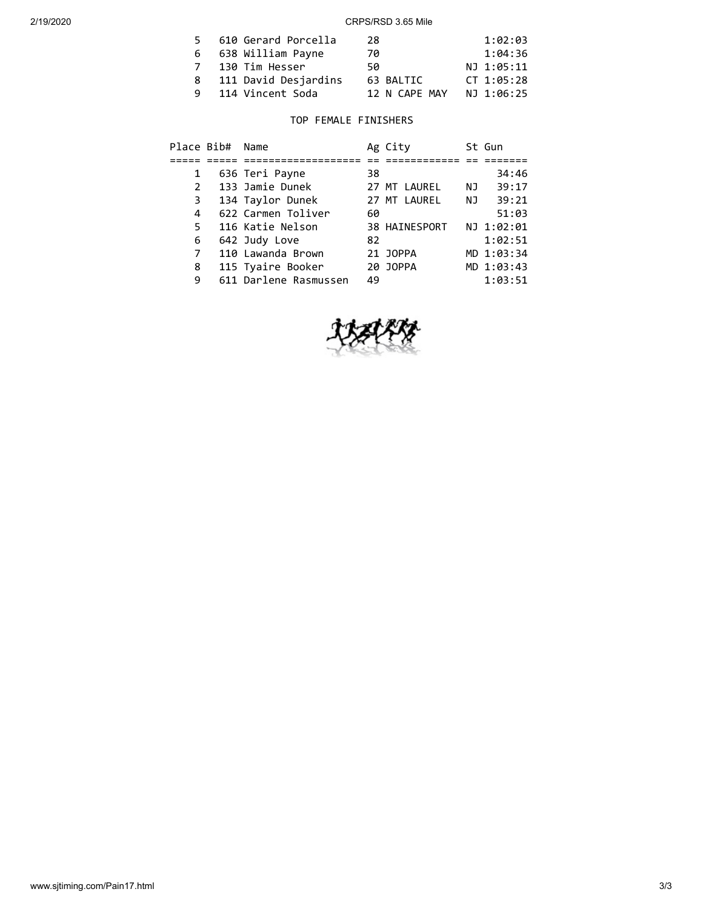| | | | | | | |
|---|---|---|---|---|---|---|
| 5 | 610 | Gerard Porcella | 28 | | | 1:02:03 |
| 6 | 638 | William Payne | 70 | | | 1:04:36 |
| 7 | 130 | Tim Hesser | 50 | | NJ | 1:05:11 |
| 8 | 111 | David Desjardins | 63 | BALTIC | CT | 1:05:28 |
| 9 | 114 | Vincent Soda | 12 | N CAPE MAY | NJ | 1:06:25 |

TOP FEMALE FINISHERS

| Place | Bib# | Name | Ag | City | St | Gun |
|---|---|---|---|---|---|---|
| 1 | 636 | Teri Payne | 38 | | | 34:46 |
| 2 | 133 | Jamie Dunek | 27 | MT LAUREL | NJ | 39:17 |
| 3 | 134 | Taylor Dunek | 27 | MT LAUREL | NJ | 39:21 |
| 4 | 622 | Carmen Toliver | 60 | | | 51:03 |
| 5 | 116 | Katie Nelson | 38 | HAINESPORT | NJ | 1:02:01 |
| 6 | 642 | Judy Love | 82 | | | 1:02:51 |
| 7 | 110 | Lawanda Brown | 21 | JOPPA | MD | 1:03:34 |
| 8 | 115 | Tyaire Booker | 20 | JOPPA | MD | 1:03:43 |
| 9 | 611 | Darlene Rasmussen | 49 | | | 1:03:51 |